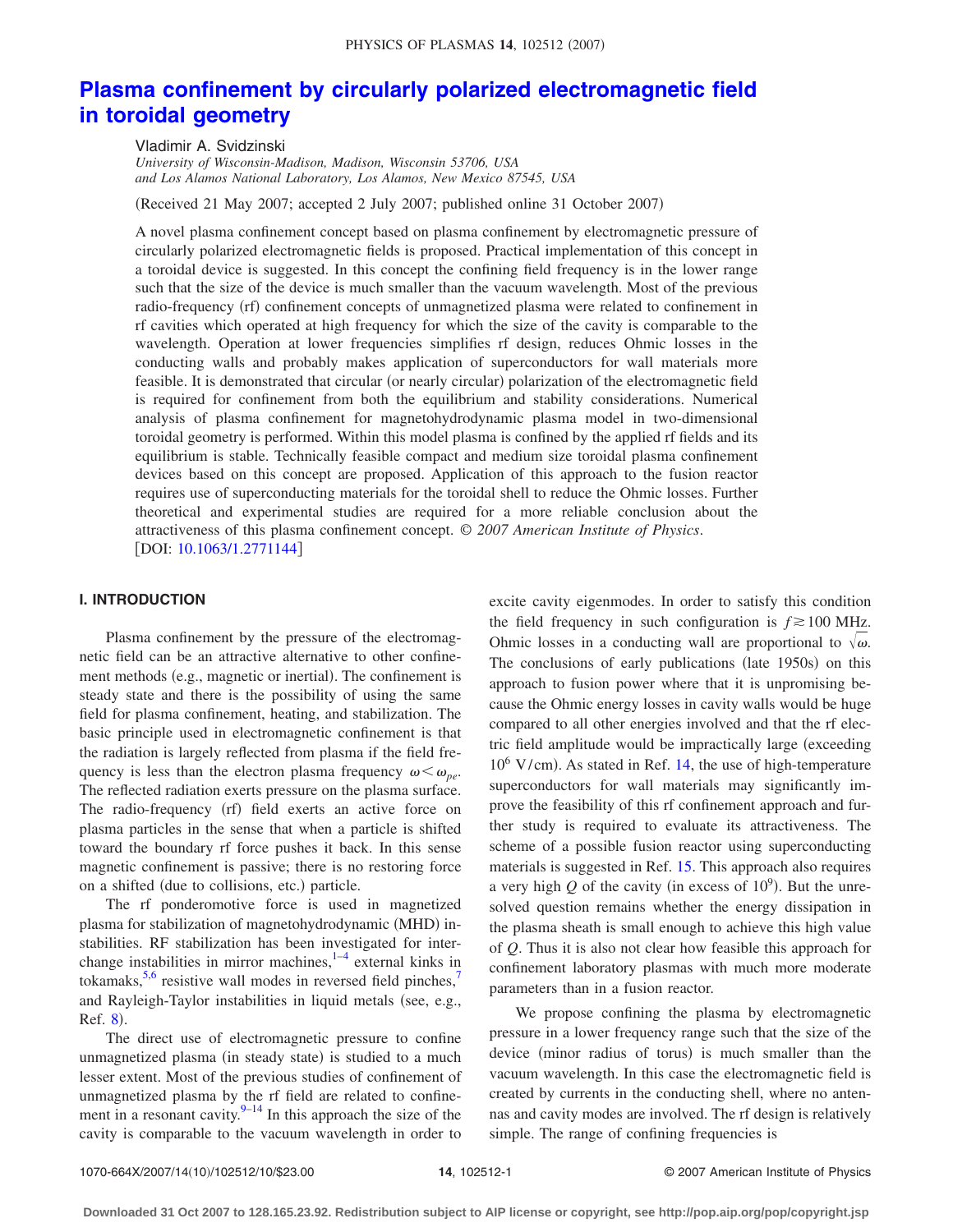# Plasma confinement by circularly polarized electromagnetic field in toroidal geometry

Vladimir A. Svidzinski

*University of Wisconsin-Madison, Madison, Wisconsin 53706, USA*
*and Los Alamos National Laboratory, Los Alamos, New Mexico 87545, USA*

(Received 21 May 2007; accepted 2 July 2007; published online 31 October 2007)

A novel plasma confinement concept based on plasma confinement by electromagnetic pressure of circularly polarized electromagnetic fields is proposed. Practical implementation of this concept in a toroidal device is suggested. In this concept the confining field frequency is in the lower range such that the size of the device is much smaller than the vacuum wavelength. Most of the previous radio-frequency (rf) confinement concepts of unmagnetized plasma were related to confinement in rf cavities which operated at high frequency for which the size of the cavity is comparable to the wavelength. Operation at lower frequencies simplifies rf design, reduces Ohmic losses in the conducting walls and probably makes application of superconductors for wall materials more feasible. It is demonstrated that circular (or nearly circular) polarization of the electromagnetic field is required for confinement from both the equilibrium and stability considerations. Numerical analysis of plasma confinement for magnetohydrodynamic plasma model in two-dimensional toroidal geometry is performed. Within this model plasma is confined by the applied rf fields and its equilibrium is stable. Technically feasible compact and medium size toroidal plasma confinement devices based on this concept are proposed. Application of this approach to the fusion reactor requires use of superconducting materials for the toroidal shell to reduce the Ohmic losses. Further theoretical and experimental studies are required for a more reliable conclusion about the attractiveness of this plasma confinement concept. © *2007 American Institute of Physics*. [DOI: 10.1063/1.2771144]

## I. INTRODUCTION

Plasma confinement by the pressure of the electromagnetic field can be an attractive alternative to other confinement methods (e.g., magnetic or inertial). The confinement is steady state and there is the possibility of using the same field for plasma confinement, heating, and stabilization. The basic principle used in electromagnetic confinement is that the radiation is largely reflected from plasma if the field frequency is less than the electron plasma frequency $\omega<\omega_{pe}$. The reflected radiation exerts pressure on the plasma surface. The radio-frequency (rf) field exerts an active force on plasma particles in the sense that when a particle is shifted toward the boundary rf force pushes it back. In this sense magnetic confinement is passive; there is no restoring force on a shifted (due to collisions, etc.) particle.

The rf ponderomotive force is used in magnetized plasma for stabilization of magnetohydrodynamic (MHD) instabilities. RF stabilization has been investigated for interchange instabilities in mirror machines,[1–4] external kinks in tokamaks,[5,6] resistive wall modes in reversed field pinches,[7] and Rayleigh-Taylor instabilities in liquid metals (see, e.g., Ref. 8).

The direct use of electromagnetic pressure to confine unmagnetized plasma (in steady state) is studied to a much lesser extent. Most of the previous studies of confinement of unmagnetized plasma by the rf field are related to confinement in a resonant cavity.[9–14] In this approach the size of the cavity is comparable to the vacuum wavelength in order to excite cavity eigenmodes. In order to satisfy this condition the field frequency in such configuration is $f\gtrsim 100$ MHz. Ohmic losses in a conducting wall are proportional to $\sqrt{\omega}$. The conclusions of early publications (late 1950s) on this approach to fusion power where that it is unpromising because the Ohmic energy losses in cavity walls would be huge compared to all other energies involved and that the rf electric field amplitude would be impractically large (exceeding $10^6$ V/cm). As stated in Ref. 14, the use of high-temperature superconductors for wall materials may significantly improve the feasibility of this rf confinement approach and further study is required to evaluate its attractiveness. The scheme of a possible fusion reactor using superconducting materials is suggested in Ref. 15. This approach also requires a very high $Q$ of the cavity (in excess of $10^9$). But the unresolved question remains whether the energy dissipation in the plasma sheath is small enough to achieve this high value of $Q$. Thus it is also not clear how feasible this approach for confinement laboratory plasmas with much more moderate parameters than in a fusion reactor.

We propose confining the plasma by electromagnetic pressure in a lower frequency range such that the size of the device (minor radius of torus) is much smaller than the vacuum wavelength. In this case the electromagnetic field is created by currents in the conducting shell, where no antennas and cavity modes are involved. The rf design is relatively simple. The range of confining frequencies is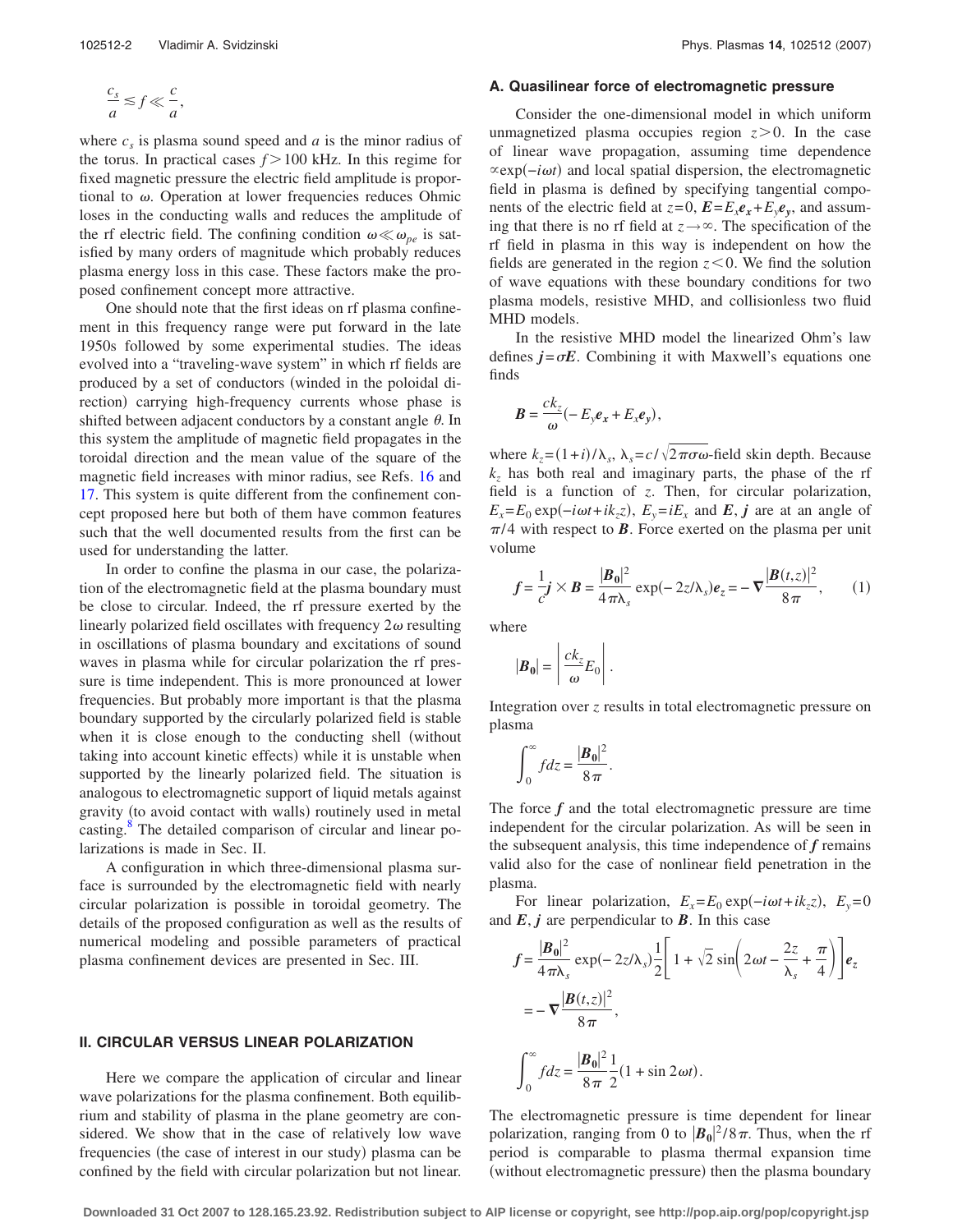$$\frac{c_s}{a} \lesssim f \ll \frac{c}{a},$$

where $c_s$ is plasma sound speed and $a$ is the minor radius of the torus. In practical cases $f > 100$ kHz. In this regime for fixed magnetic pressure the electric field amplitude is proportional to $\omega$. Operation at lower frequencies reduces Ohmic loses in the conducting walls and reduces the amplitude of the rf electric field. The confining condition $\omega \ll \omega_{pe}$ is satisfied by many orders of magnitude which probably reduces plasma energy loss in this case. These factors make the proposed confinement concept more attractive.

One should note that the first ideas on rf plasma confinement in this frequency range were put forward in the late 1950s followed by some experimental studies. The ideas evolved into a "traveling-wave system" in which rf fields are produced by a set of conductors (winded in the poloidal direction) carrying high-frequency currents whose phase is shifted between adjacent conductors by a constant angle $\theta$. In this system the amplitude of magnetic field propagates in the toroidal direction and the mean value of the square of the magnetic field increases with minor radius, see Refs. 16 and 17. This system is quite different from the confinement concept proposed here but both of them have common features such that the well documented results from the first can be used for understanding the latter.

In order to confine the plasma in our case, the polarization of the electromagnetic field at the plasma boundary must be close to circular. Indeed, the rf pressure exerted by the linearly polarized field oscillates with frequency $2\omega$ resulting in oscillations of plasma boundary and excitations of sound waves in plasma while for circular polarization the rf pressure is time independent. This is more pronounced at lower frequencies. But probably more important is that the plasma boundary supported by the circularly polarized field is stable when it is close enough to the conducting shell (without taking into account kinetic effects) while it is unstable when supported by the linearly polarized field. The situation is analogous to electromagnetic support of liquid metals against gravity (to avoid contact with walls) routinely used in metal casting.[8] The detailed comparison of circular and linear polarizations is made in Sec. II.

A configuration in which three-dimensional plasma surface is surrounded by the electromagnetic field with nearly circular polarization is possible in toroidal geometry. The details of the proposed configuration as well as the results of numerical modeling and possible parameters of practical plasma confinement devices are presented in Sec. III.

## II. CIRCULAR VERSUS LINEAR POLARIZATION

Here we compare the application of circular and linear wave polarizations for the plasma confinement. Both equilibrium and stability of plasma in the plane geometry are considered. We show that in the case of relatively low wave frequencies (the case of interest in our study) plasma can be confined by the field with circular polarization but not linear.

### A. Quasilinear force of electromagnetic pressure

Consider the one-dimensional model in which uniform unmagnetized plasma occupies region $z>0$. In the case of linear wave propagation, assuming time dependence $\propto \exp(-i\omega t)$ and local spatial dispersion, the electromagnetic field in plasma is defined by specifying tangential components of the electric field at $z=0$, $\boldsymbol{E}=E_x\boldsymbol{e_x}+E_y\boldsymbol{e_y}$, and assuming that there is no rf field at $z\to\infty$. The specification of the rf field in plasma in this way is independent on how the fields are generated in the region $z<0$. We find the solution of wave equations with these boundary conditions for two plasma models, resistive MHD, and collisionless two fluid MHD models.

In the resistive MHD model the linearized Ohm's law defines $\boldsymbol{j}=\sigma\boldsymbol{E}$. Combining it with Maxwell's equations one finds

$$\boldsymbol{B} = \frac{ck_z}{\omega}(-E_y\boldsymbol{e_x}+E_x\boldsymbol{e_y}),$$

where $k_z=(1+i)/\lambda_s$, $\lambda_s=c/\sqrt{2\pi\sigma\omega}$-field skin depth. Because $k_z$ has both real and imaginary parts, the phase of the rf field is a function of $z$. Then, for circular polarization, $E_x=E_0\exp(-i\omega t+ik_z z)$, $E_y=iE_x$ and $\boldsymbol{E}$, $\boldsymbol{j}$ are at an angle of $\pi/4$ with respect to $\boldsymbol{B}$. Force exerted on the plasma per unit volume

$$\boldsymbol{f} = \frac{1}{c}\boldsymbol{j}\times\boldsymbol{B} = \frac{|\boldsymbol{B_0}|^2}{4\pi\lambda_s}\exp(-2z/\lambda_s)\boldsymbol{e_z} = -\boldsymbol{\nabla}\frac{|\boldsymbol{B}(t,z)|^2}{8\pi}, \tag{1}$$

where

$$|\boldsymbol{B_0}| = \left|\frac{ck_z}{\omega}E_0\right|.$$

Integration over $z$ results in total electromagnetic pressure on plasma

$$\int_0^\infty f dz = \frac{|\boldsymbol{B_0}|^2}{8\pi}.$$

The force $\boldsymbol{f}$ and the total electromagnetic pressure are time independent for the circular polarization. As will be seen in the subsequent analysis, this time independence of $\boldsymbol{f}$ remains valid also for the case of nonlinear field penetration in the plasma.

For linear polarization, $E_x=E_0\exp(-i\omega t+ik_z z)$, $E_y=0$ and $\boldsymbol{E}$, $\boldsymbol{j}$ are perpendicular to $\boldsymbol{B}$. In this case

$$\boldsymbol{f} = \frac{|\boldsymbol{B_0}|^2}{4\pi\lambda_s}\exp(-2z/\lambda_s)\frac{1}{2}\left[1+\sqrt{2}\sin\left(2\omega t-\frac{2z}{\lambda_s}+\frac{\pi}{4}\right)\right]\boldsymbol{e_z}$$

$$= -\boldsymbol{\nabla}\frac{|\boldsymbol{B}(t,z)|^2}{8\pi},$$

$$\int_0^\infty f dz = \frac{|\boldsymbol{B_0}|^2}{8\pi}\frac{1}{2}(1+\sin 2\omega t).$$

The electromagnetic pressure is time dependent for linear polarization, ranging from 0 to $|\boldsymbol{B_0}|^2/8\pi$. Thus, when the rf period is comparable to plasma thermal expansion time (without electromagnetic pressure) then the plasma boundary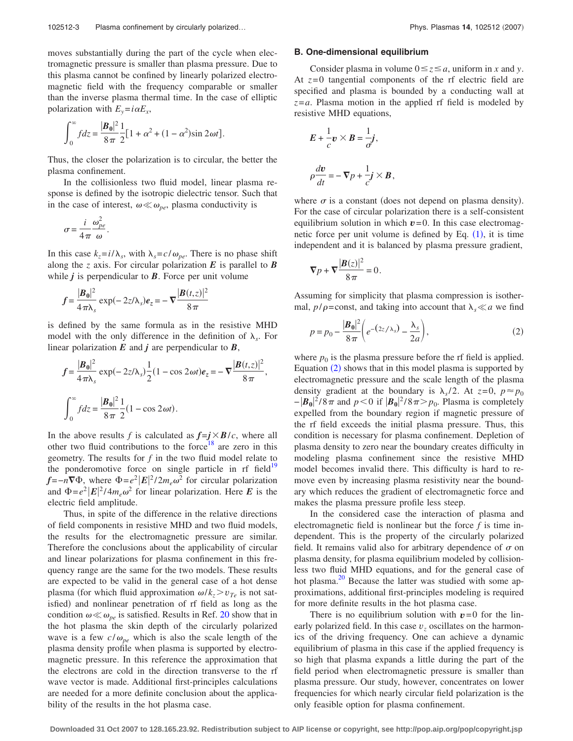moves substantially during the part of the cycle when electromagnetic pressure is smaller than plasma pressure. Due to this plasma cannot be confined by linearly polarized electromagnetic field with the frequency comparable or smaller than the inverse plasma thermal time. In the case of elliptic polarization with $E_y = i\alpha E_x$,

$$\int_0^\infty f dz = \frac{|\boldsymbol{B_0}|^2}{8\pi}\frac{1}{2}[1+\alpha^2+(1-\alpha^2)\sin 2\omega t].$$

Thus, the closer the polarization is to circular, the better the plasma confinement.

In the collisionless two fluid model, linear plasma response is defined by the isotropic dielectric tensor. Such that in the case of interest, $\omega \ll \omega_{pe}$, plasma conductivity is

$$\sigma = \frac{i}{4\pi}\frac{\omega_{pe}^2}{\omega}.$$

In this case $k_z = i/\lambda_s$, with $\lambda_s = c/\omega_{pe}$. There is no phase shift along the $z$ axis. For circular polarization $\boldsymbol{E}$ is parallel to $\boldsymbol{B}$ while $\boldsymbol{j}$ is perpendicular to $\boldsymbol{B}$. Force per unit volume

$$\boldsymbol{f} = \frac{|\boldsymbol{B_0}|^2}{4\pi\lambda_s}\exp(-2z/\lambda_s)\boldsymbol{e}_z = -\boldsymbol{\nabla}\frac{|\boldsymbol{B}(t,z)|^2}{8\pi}$$

is defined by the same formula as in the resistive MHD model with the only difference in the definition of $\lambda_s$. For linear polarization $\boldsymbol{E}$ and $\boldsymbol{j}$ are perpendicular to $\boldsymbol{B}$,

$$\boldsymbol{f} = \frac{|\boldsymbol{B_0}|^2}{4\pi\lambda_s}\exp(-2z/\lambda_s)\frac{1}{2}(1-\cos 2\omega t)\boldsymbol{e}_z = -\boldsymbol{\nabla}\frac{|\boldsymbol{B}(t,z)|^2}{8\pi},$$

$$\int_0^\infty f dz = \frac{|\boldsymbol{B_0}|^2}{8\pi}\frac{1}{2}(1-\cos 2\omega t).$$

In the above results $f$ is calculated as $\boldsymbol{f} = \boldsymbol{j}\times\boldsymbol{B}/c$, where all other two fluid contributions to the force[18] are zero in this geometry. The results for $f$ in the two fluid model relate to the ponderomotive force on single particle in rf field[19] $\boldsymbol{f} = -n\boldsymbol{\nabla}\Phi$, where $\Phi = e^2|\boldsymbol{E}|^2/2m_e\omega^2$ for circular polarization and $\Phi = e^2|\boldsymbol{E}|^2/4m_e\omega^2$ for linear polarization. Here $\boldsymbol{E}$ is the electric field amplitude.

Thus, in spite of the difference in the relative directions of field components in resistive MHD and two fluid models, the results for the electromagnetic pressure are similar. Therefore the conclusions about the applicability of circular and linear polarizations for plasma confinement in this frequency range are the same for the two models. These results are expected to be valid in the general case of a hot dense plasma (for which fluid approximation $\omega/k_z > v_{Te}$ is not satisfied) and nonlinear penetration of rf field as long as the condition $\omega \ll \omega_{pe}$ is satisfied. Results in Ref. 20 show that in the hot plasma the skin depth of the circularly polarized wave is a few $c/\omega_{pe}$ which is also the scale length of the plasma density profile when plasma is supported by electromagnetic pressure. In this reference the approximation that the electrons are cold in the direction transverse to the rf wave vector is made. Additional first-principles calculations are needed for a more definite conclusion about the applicability of the results in the hot plasma case.

### B. One-dimensional equilibrium

Consider plasma in volume $0 \le z \le a$, uniform in $x$ and $y$. At $z=0$ tangential components of the rf electric field are specified and plasma is bounded by a conducting wall at $z=a$. Plasma motion in the applied rf field is modeled by resistive MHD equations,

$$\boldsymbol{E} + \frac{1}{c}\boldsymbol{v}\times\boldsymbol{B} = \frac{1}{\sigma}\boldsymbol{j},$$

$$\rho\frac{d\boldsymbol{v}}{dt} = -\boldsymbol{\nabla}p + \frac{1}{c}\boldsymbol{j}\times\boldsymbol{B},$$

where $\sigma$ is a constant (does not depend on plasma density). For the case of circular polarization there is a self-consistent equilibrium solution in which $\boldsymbol{v}=0$. In this case electromagnetic force per unit volume is defined by Eq. (1), it is time independent and it is balanced by plasma pressure gradient,

$$\boldsymbol{\nabla}p + \boldsymbol{\nabla}\frac{|\boldsymbol{B}(z)|^2}{8\pi} = 0.$$

Assuming for simplicity that plasma compression is isothermal, $p/\rho = \text{const}$, and taking into account that $\lambda_s \ll a$ we find

$$p = p_0 - \frac{|\boldsymbol{B_0}|^2}{8\pi}\left(e^{-(2z/\lambda_s)} - \frac{\lambda_s}{2a}\right), \tag{2}$$

where $p_0$ is the plasma pressure before the rf field is applied. Equation (2) shows that in this model plasma is supported by electromagnetic pressure and the scale length of the plasma density gradient at the boundary is $\lambda_s/2$. At $z=0$, $p \approx p_0 - |\boldsymbol{B_0}|^2/8\pi$ and $p<0$ if $|\boldsymbol{B_0}|^2/8\pi > p_0$. Plasma is completely expelled from the boundary region if magnetic pressure of the rf field exceeds the initial plasma pressure. Thus, this condition is necessary for plasma confinement. Depletion of plasma density to zero near the boundary creates difficulty in modeling plasma confinement since the resistive MHD model becomes invalid there. This difficulty is hard to remove even by increasing plasma resistivity near the boundary which reduces the gradient of electromagnetic force and makes the plasma pressure profile less steep.

In the considered case the interaction of plasma and electromagnetic field is nonlinear but the force $f$ is time independent. This is the property of the circularly polarized field. It remains valid also for arbitrary dependence of $\sigma$ on plasma density, for plasma equilibrium modeled by collisionless two fluid MHD equations, and for the general case of hot plasma.[20] Because the latter was studied with some approximations, additional first-principles modeling is required for more definite results in the hot plasma case.

There is no equilibrium solution with $\boldsymbol{v}=0$ for the linearly polarized field. In this case $v_z$ oscillates on the harmonics of the driving frequency. One can achieve a dynamic equilibrium of plasma in this case if the applied frequency is so high that plasma expands a little during the part of the field period when electromagnetic pressure is smaller than plasma pressure. Our study, however, concentrates on lower frequencies for which nearly circular field polarization is the only feasible option for plasma confinement.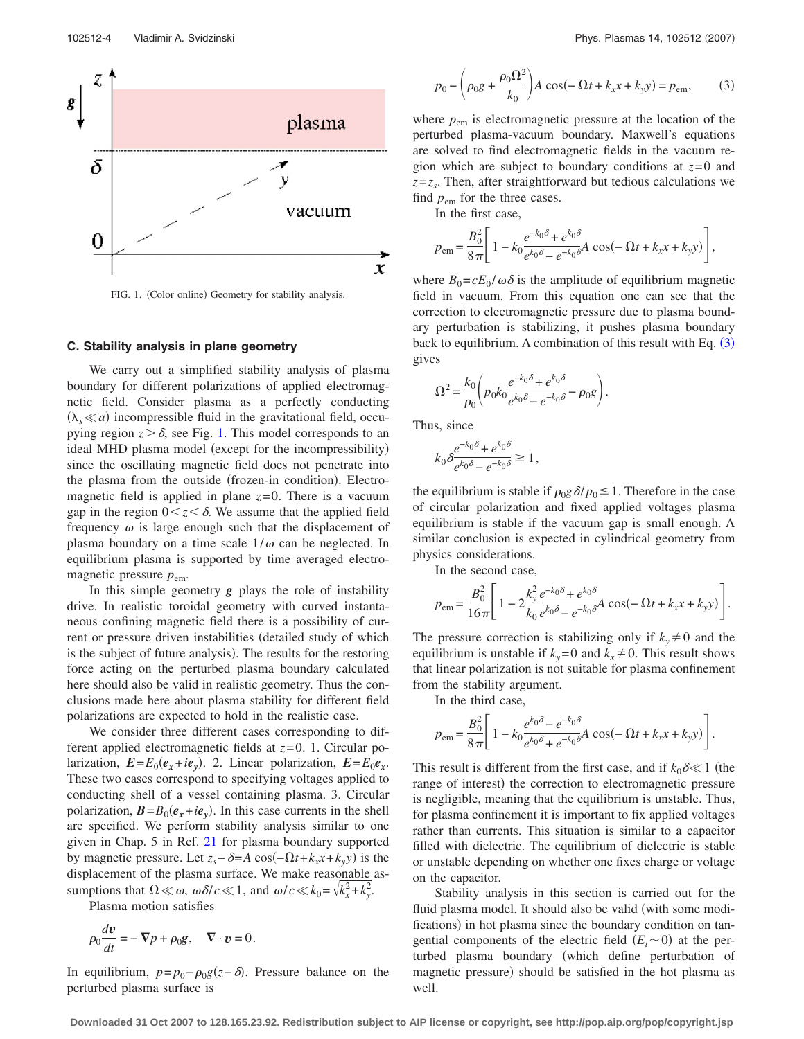FIG. 1. (Color online) Geometry for stability analysis.

### C. Stability analysis in plane geometry

We carry out a simplified stability analysis of plasma boundary for different polarizations of applied electromagnetic field. Consider plasma as a perfectly conducting ($\lambda_s \ll a$) incompressible fluid in the gravitational field, occupying region $z > \delta$, see Fig. 1. This model corresponds to an ideal MHD plasma model (except for the incompressibility) since the oscillating magnetic field does not penetrate into the plasma from the outside (frozen-in condition). Electromagnetic field is applied in plane $z=0$. There is a vacuum gap in the region $0 < z < \delta$. We assume that the applied field frequency $\omega$ is large enough such that the displacement of plasma boundary on a time scale $1/\omega$ can be neglected. In equilibrium plasma is supported by time averaged electromagnetic pressure $p_{\mathrm{em}}$.

In this simple geometry $\boldsymbol{g}$ plays the role of instability drive. In realistic toroidal geometry with curved instantaneous confining magnetic field there is a possibility of current or pressure driven instabilities (detailed study of which is the subject of future analysis). The results for the restoring force acting on the perturbed plasma boundary calculated here should also be valid in realistic geometry. Thus the conclusions made here about plasma stability for different field polarizations are expected to hold in the realistic case.

We consider three different cases corresponding to different applied electromagnetic fields at $z=0$. 1. Circular polarization, $\boldsymbol{E}=E_0(\boldsymbol{e}_x+i\boldsymbol{e}_y)$. 2. Linear polarization, $\boldsymbol{E}=E_0\boldsymbol{e}_x$. These two cases correspond to specifying voltages applied to conducting shell of a vessel containing plasma. 3. Circular polarization, $\boldsymbol{B}=B_0(\boldsymbol{e}_x+i\boldsymbol{e}_y)$. In this case currents in the shell are specified. We perform stability analysis similar to one given in Chap. 5 in Ref. 21 for plasma boundary supported by magnetic pressure. Let $z_s-\delta = A\cos(-\Omega t + k_x x + k_y y)$ is the displacement of the plasma surface. We make reasonable assumptions that $\Omega \ll \omega$, $\omega\delta/c \ll 1$, and $\omega/c \ll k_0=\sqrt{k_x^2+k_y^2}$.

Plasma motion satisfies

$$\rho_0 \frac{d\boldsymbol{v}}{dt} = -\nabla p + \rho_0 \boldsymbol{g}, \quad \nabla \cdot \boldsymbol{v} = 0.$$

In equilibrium, $p = p_0 - \rho_0 g(z-\delta)$. Pressure balance on the perturbed plasma surface is

$$p_0 - \left(\rho_0 g + \frac{\rho_0 \Omega^2}{k_0}\right) A \cos(-\Omega t + k_x x + k_y y) = p_{\mathrm{em}}, \tag{3}$$

where $p_{\mathrm{em}}$ is electromagnetic pressure at the location of the perturbed plasma-vacuum boundary. Maxwell's equations are solved to find electromagnetic fields in the vacuum region which are subject to boundary conditions at $z=0$ and $z=z_s$. Then, after straightforward but tedious calculations we find $p_{\mathrm{em}}$ for the three cases.

In the first case,

$$p_{\mathrm{em}} = \frac{B_0^2}{8\pi}\left[1 - k_0 \frac{e^{-k_0\delta}+e^{k_0\delta}}{e^{k_0\delta}-e^{-k_0\delta}} A \cos(-\Omega t + k_x x + k_y y)\right],$$

where $B_0 = cE_0/\omega\delta$ is the amplitude of equilibrium magnetic field in vacuum. From this equation one can see that the correction to electromagnetic pressure due to plasma boundary perturbation is stabilizing, it pushes plasma boundary back to equilibrium. A combination of this result with Eq. (3) gives

$$\Omega^2 = \frac{k_0}{\rho_0}\left(p_0 k_0 \frac{e^{-k_0\delta}+e^{k_0\delta}}{e^{k_0\delta}-e^{-k_0\delta}} - \rho_0 g\right).$$

Thus, since

$$k_0\delta \frac{e^{-k_0\delta}+e^{k_0\delta}}{e^{k_0\delta}-e^{-k_0\delta}} \geq 1,$$

the equilibrium is stable if $\rho_0 g\delta/p_0 \leq 1$. Therefore in the case of circular polarization and fixed applied voltages plasma equilibrium is stable if the vacuum gap is small enough. A similar conclusion is expected in cylindrical geometry from physics considerations.

In the second case,

$$p_{\mathrm{em}} = \frac{B_0^2}{16\pi}\left[1 - 2\frac{k_y^2}{k_0} \frac{e^{-k_0\delta}+e^{k_0\delta}}{e^{k_0\delta}-e^{-k_0\delta}} A \cos(-\Omega t + k_x x + k_y y)\right].$$

The pressure correction is stabilizing only if $k_y \neq 0$ and the equilibrium is unstable if $k_y=0$ and $k_x \neq 0$. This result shows that linear polarization is not suitable for plasma confinement from the stability argument.

In the third case,

$$p_{\mathrm{em}} = \frac{B_0^2}{8\pi}\left[1 - k_0 \frac{e^{k_0\delta}-e^{-k_0\delta}}{e^{k_0\delta}+e^{-k_0\delta}} A \cos(-\Omega t + k_x x + k_y y)\right].$$

This result is different from the first case, and if $k_0\delta \ll 1$ (the range of interest) the correction to electromagnetic pressure is negligible, meaning that the equilibrium is unstable. Thus, for plasma confinement it is important to fix applied voltages rather than currents. This situation is similar to a capacitor filled with dielectric. The equilibrium of dielectric is stable or unstable depending on whether one fixes charge or voltage on the capacitor.

Stability analysis in this section is carried out for the fluid plasma model. It should also be valid (with some modifications) in hot plasma since the boundary condition on tangential components of the electric field ($E_t \sim 0$) at the perturbed plasma boundary (which define perturbation of magnetic pressure) should be satisfied in the hot plasma as well.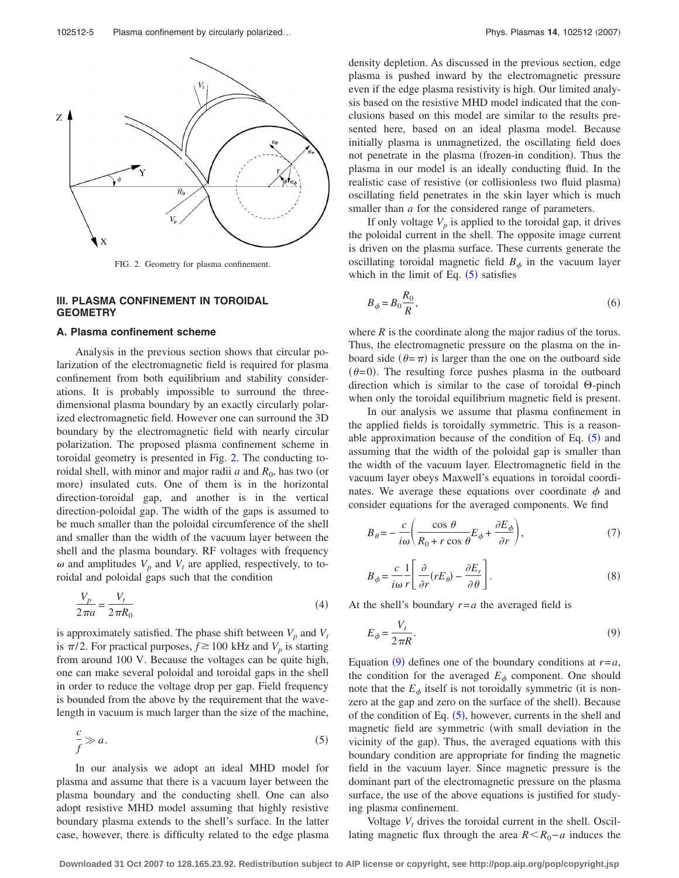FIG. 2. Geometry for plasma confinement.

## III. PLASMA CONFINEMENT IN TOROIDAL GEOMETRY

### A. Plasma confinement scheme

Analysis in the previous section shows that circular polarization of the electromagnetic field is required for plasma confinement from both equilibrium and stability considerations. It is probably impossible to surround the three-dimensional plasma boundary by an exactly circularly polarized electromagnetic field. However one can surround the 3D boundary by the electromagnetic field with nearly circular polarization. The proposed plasma confinement scheme in toroidal geometry is presented in Fig. 2. The conducting toroidal shell, with minor and major radii $a$ and $R_0$, has two (or more) insulated cuts. One of them is in the horizontal direction-toroidal gap, and another is in the vertical direction-poloidal gap. The width of the gaps is assumed to be much smaller than the poloidal circumference of the shell and smaller than the width of the vacuum layer between the shell and the plasma boundary. RF voltages with frequency $\omega$ and amplitudes $V_p$ and $V_t$ are applied, respectively, to toroidal and poloidal gaps such that the condition

$$\frac{V_p}{2\pi a} = \frac{V_t}{2\pi R_0} \tag{4}$$

is approximately satisfied. The phase shift between $V_p$ and $V_t$ is $\pi/2$. For practical purposes, $f \gtrsim 100$ kHz and $V_p$ is starting from around 100 V. Because the voltages can be quite high, one can make several poloidal and toroidal gaps in the shell in order to reduce the voltage drop per gap. Field frequency is bounded from the above by the requirement that the wavelength in vacuum is much larger than the size of the machine,

$$\frac{c}{f} \gg a. \tag{5}$$

In our analysis we adopt an ideal MHD model for plasma and assume that there is a vacuum layer between the plasma boundary and the conducting shell. One can also adopt resistive MHD model assuming that highly resistive boundary plasma extends to the shell's surface. In the latter case, however, there is difficulty related to the edge plasma density depletion. As discussed in the previous section, edge plasma is pushed inward by the electromagnetic pressure even if the edge plasma resistivity is high. Our limited analysis based on the resistive MHD model indicated that the conclusions based on this model are similar to the results presented here, based on an ideal plasma model. Because initially plasma is unmagnetized, the oscillating field does not penetrate in the plasma (frozen-in condition). Thus the plasma in our model is an ideally conducting fluid. In the realistic case of resistive (or collisionless two fluid plasma) oscillating field penetrates in the skin layer which is much smaller than $a$ for the considered range of parameters.

If only voltage $V_p$ is applied to the toroidal gap, it drives the poloidal current in the shell. The opposite image current is driven on the plasma surface. These currents generate the oscillating toroidal magnetic field $B_\phi$ in the vacuum layer which in the limit of Eq. (5) satisfies

$$B_\phi = B_0 \frac{R_0}{R}, \tag{6}$$

where $R$ is the coordinate along the major radius of the torus. Thus, the electromagnetic pressure on the plasma on the inboard side ($\theta = \pi$) is larger than the one on the outboard side ($\theta = 0$). The resulting force pushes plasma in the outboard direction which is similar to the case of toroidal Θ-pinch when only the toroidal equilibrium magnetic field is present.

In our analysis we assume that plasma confinement in the applied fields is toroidally symmetric. This is a reasonable approximation because of the condition of Eq. (5) and assuming that the width of the poloidal gap is smaller than the width of the vacuum layer. Electromagnetic field in the vacuum layer obeys Maxwell's equations in toroidal coordinates. We average these equations over coordinate $\phi$ and consider equations for the averaged components. We find

$$B_\theta = -\frac{c}{i\omega}\left(\frac{\cos\theta}{R_0 + r\cos\theta} E_\phi + \frac{\partial E_\phi}{\partial r}\right), \tag{7}$$

$$B_\phi = \frac{c}{i\omega}\frac{1}{r}\left[\frac{\partial}{\partial r}(rE_\theta) - \frac{\partial E_r}{\partial \theta}\right]. \tag{8}$$

At the shell's boundary $r = a$ the averaged field is

$$E_\phi = \frac{V_t}{2\pi R}. \tag{9}$$

Equation (9) defines one of the boundary conditions at $r = a$, the condition for the averaged $E_\phi$ component. One should note that the $E_\phi$ itself is not toroidally symmetric (it is nonzero at the gap and zero on the surface of the shell). Because of the condition of Eq. (5), however, currents in the shell and magnetic field are symmetric (with small deviation in the vicinity of the gap). Thus, the averaged equations with this boundary condition are appropriate for finding the magnetic field in the vacuum layer. Since magnetic pressure is the dominant part of the electromagnetic pressure on the plasma surface, the use of the above equations is justified for studying plasma confinement.

Voltage $V_t$ drives the toroidal current in the shell. Oscillating magnetic flux through the area $R < R_0 - a$ induces the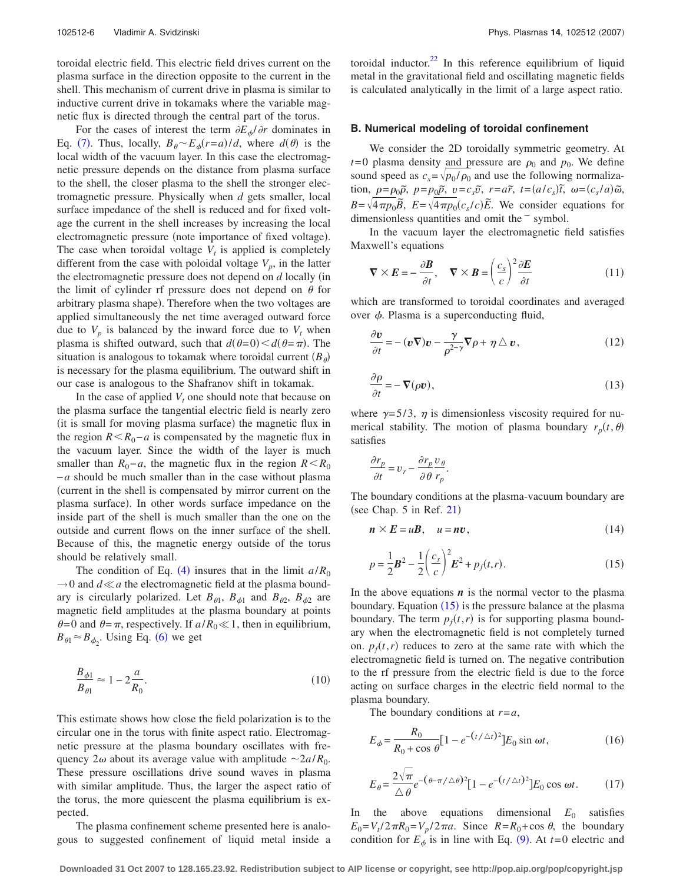toroidal electric field. This electric field drives current on the plasma surface in the direction opposite to the current in the shell. This mechanism of current drive in plasma is similar to inductive current drive in tokamaks where the variable magnetic flux is directed through the central part of the torus.

For the cases of interest the term $\partial E_\phi / \partial r$ dominates in Eq. (7). Thus, locally, $B_\theta \sim E_\phi(r=a)/d$, where $d(\theta)$ is the local width of the vacuum layer. In this case the electromagnetic pressure depends on the distance from plasma surface to the shell, the closer plasma to the shell the stronger electromagnetic pressure. Physically when $d$ gets smaller, local surface impedance of the shell is reduced and for fixed voltage the current in the shell increases by increasing the local electromagnetic pressure (note importance of fixed voltage). The case when toroidal voltage $V_t$ is applied is completely different from the case with poloidal voltage $V_p$, in the latter the electromagnetic pressure does not depend on $d$ locally (in the limit of cylinder rf pressure does not depend on $\theta$ for arbitrary plasma shape). Therefore when the two voltages are applied simultaneously the net time averaged outward force due to $V_p$ is balanced by the inward force due to $V_t$ when plasma is shifted outward, such that $d(\theta=0) < d(\theta=\pi)$. The situation is analogous to tokamak where toroidal current ($B_\theta$) is necessary for the plasma equilibrium. The outward shift in our case is analogous to the Shafranov shift in tokamak.

In the case of applied $V_t$ one should note that because on the plasma surface the tangential electric field is nearly zero (it is small for moving plasma surface) the magnetic flux in the region $R < R_0 - a$ is compensated by the magnetic flux in the vacuum layer. Since the width of the layer is much smaller than $R_0 - a$, the magnetic flux in the region $R < R_0 - a$ should be much smaller than in the case without plasma (current in the shell is compensated by mirror current on the plasma surface). In other words surface impedance on the inside part of the shell is much smaller than the one on the outside and current flows on the inner surface of the shell. Because of this, the magnetic energy outside of the torus should be relatively small.

The condition of Eq. (4) insures that in the limit $a/R_0 \to 0$ and $d \ll a$ the electromagnetic field at the plasma boundary is circularly polarized. Let $B_{\theta 1}$, $B_{\phi 1}$ and $B_{\theta 2}$, $B_{\phi 2}$ are magnetic field amplitudes at the plasma boundary at points $\theta=0$ and $\theta=\pi$, respectively. If $a/R_0 \ll 1$, then in equilibrium, $B_{\theta 1} \approx B_{\phi_2}$. Using Eq. (6) we get

$$\frac{B_{\phi 1}}{B_{\theta 1}} \approx 1 - 2\frac{a}{R_0}. \tag{10}$$

This estimate shows how close the field polarization is to the circular one in the torus with finite aspect ratio. Electromagnetic pressure at the plasma boundary oscillates with frequency $2\omega$ about its average value with amplitude $\sim 2a/R_0$. These pressure oscillations drive sound waves in plasma with similar amplitude. Thus, the larger the aspect ratio of the torus, the more quiescent the plasma equilibrium is expected.

The plasma confinement scheme presented here is analogous to suggested confinement of liquid metal inside a toroidal inductor.[22] In this reference equilibrium of liquid metal in the gravitational field and oscillating magnetic fields is calculated analytically in the limit of a large aspect ratio.

## B. Numerical modeling of toroidal confinement

We consider the 2D toroidally symmetric geometry. At $t=0$ plasma density and pressure are $\rho_0$ and $p_0$. We define sound speed as $c_s = \sqrt{p_0/\rho_0}$ and use the following normalization, $\rho = \rho_0 \tilde{\rho}$, $p = p_0 \tilde{p}$, $v = c_s \tilde{v}$, $r = a\tilde{r}$, $t = (a/c_s)\tilde{t}$, $\omega = (c_s/a)\tilde{\omega}$, $B = \sqrt{4\pi p_0}\tilde{B}$, $E = \sqrt{4\pi p_0}(c_s/c)\tilde{E}$. We consider equations for dimensionless quantities and omit the $\sim$ symbol.

In the vacuum layer the electromagnetic field satisfies Maxwell's equations

$$\nabla \times \boldsymbol{E} = -\frac{\partial \boldsymbol{B}}{\partial t}, \quad \nabla \times \boldsymbol{B} = \left(\frac{c_s}{c}\right)^2 \frac{\partial \boldsymbol{E}}{\partial t} \tag{11}$$

which are transformed to toroidal coordinates and averaged over $\phi$. Plasma is a superconducting fluid,

$$\frac{\partial \boldsymbol{v}}{\partial t} = -(\boldsymbol{v}\nabla)\boldsymbol{v} - \frac{\gamma}{\rho^{2-\gamma}}\nabla \rho + \eta \triangle \boldsymbol{v}, \tag{12}$$

$$\frac{\partial \rho}{\partial t} = -\nabla(\rho \boldsymbol{v}), \tag{13}$$

where $\gamma = 5/3$, $\eta$ is dimensionless viscosity required for numerical stability. The motion of plasma boundary $r_p(t,\theta)$ satisfies

$$\frac{\partial r_p}{\partial t} = v_r - \frac{\partial r_p}{\partial \theta}\frac{v_\theta}{r_p}.$$

The boundary conditions at the plasma-vacuum boundary are (see Chap. 5 in Ref. 21)

$$\boldsymbol{n} \times \boldsymbol{E} = u\boldsymbol{B}, \quad u = \boldsymbol{n}\boldsymbol{v}, \tag{14}$$

$$p = \frac{1}{2}\boldsymbol{B}^2 - \frac{1}{2}\left(\frac{c_s}{c}\right)^2 \boldsymbol{E}^2 + p_f(t,r). \tag{15}$$

In the above equations $\boldsymbol{n}$ is the normal vector to the plasma boundary. Equation (15) is the pressure balance at the plasma boundary. The term $p_f(t,r)$ is for supporting plasma boundary when the electromagnetic field is not completely turned on. $p_f(t,r)$ reduces to zero at the same rate with which the electromagnetic field is turned on. The negative contribution to the rf pressure from the electric field is due to the force acting on surface charges in the electric field normal to the plasma boundary.

The boundary conditions at $r=a$,

$$E_\phi = \frac{R_0}{R_0 + \cos\theta}\left[1 - e^{-(t/\triangle t)^2}\right] E_0 \sin \omega t, \tag{16}$$

$$E_\theta = \frac{2\sqrt{\pi}}{\triangle \theta} e^{-(\theta - \pi/\triangle\theta)^2}\left[1 - e^{-(t/\triangle t)^2}\right] E_0 \cos \omega t. \tag{17}$$

In the above equations dimensional $E_0$ satisfies $E_0 = V_t / 2\pi R_0 = V_p / 2\pi a$. Since $R = R_0 + \cos\theta$, the boundary condition for $E_\phi$ is in line with Eq. (9). At $t=0$ electric and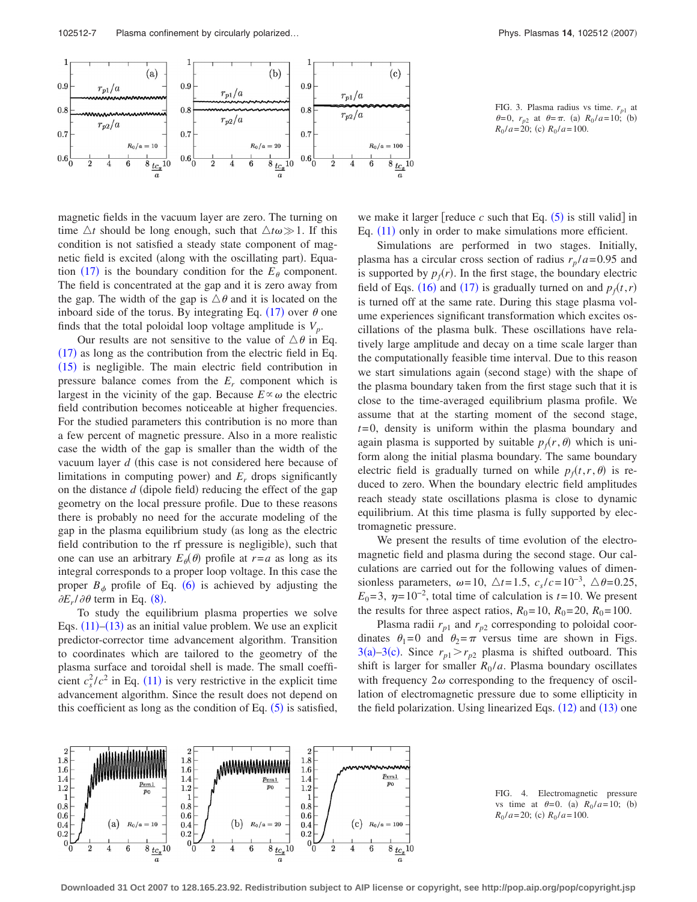FIG. 3. Plasma radius vs time. $r_{p1}$ at $\theta=0$, $r_{p2}$ at $\theta=\pi$. (a) $R_0/a=10$; (b) $R_0/a=20$; (c) $R_0/a=100$.

magnetic fields in the vacuum layer are zero. The turning on time $\triangle t$ should be long enough, such that $\triangle t\omega \gg 1$. If this condition is not satisfied a steady state component of magnetic field is excited (along with the oscillating part). Equation (17) is the boundary condition for the $E_\theta$ component. The field is concentrated at the gap and it is zero away from the gap. The width of the gap is $\triangle\theta$ and it is located on the inboard side of the torus. By integrating Eq. (17) over $\theta$ one finds that the total poloidal loop voltage amplitude is $V_p$.

Our results are not sensitive to the value of $\triangle\theta$ in Eq. (17) as long as the contribution from the electric field in Eq. (15) is negligible. The main electric field contribution in pressure balance comes from the $E_r$ component which is largest in the vicinity of the gap. Because $E\propto\omega$ the electric field contribution becomes noticeable at higher frequencies. For the studied parameters this contribution is no more than a few percent of magnetic pressure. Also in a more realistic case the width of the gap is smaller than the width of the vacuum layer $d$ (this case is not considered here because of limitations in computing power) and $E_r$ drops significantly on the distance $d$ (dipole field) reducing the effect of the gap geometry on the local pressure profile. Due to these reasons there is probably no need for the accurate modeling of the gap in the plasma equilibrium study (as long as the electric field contribution to the rf pressure is negligible), such that one can use an arbitrary $E_\theta(\theta)$ profile at $r=a$ as long as its integral corresponds to a proper loop voltage. In this case the proper $B_\phi$ profile of Eq. (6) is achieved by adjusting the $\partial E_r/\partial\theta$ term in Eq. (8).

To study the equilibrium plasma properties we solve Eqs. (11)–(13) as an initial value problem. We use an explicit predictor-corrector time advancement algorithm. Transition to coordinates which are tailored to the geometry of the plasma surface and toroidal shell is made. The small coefficient $c_s^2/c^2$ in Eq. (11) is very restrictive in the explicit time advancement algorithm. Since the result does not depend on this coefficient as long as the condition of Eq. (5) is satisfied, we make it larger [reduce $c$ such that Eq. (5) is still valid] in Eq. (11) only in order to make simulations more efficient.

Simulations are performed in two stages. Initially, plasma has a circular cross section of radius $r_p/a=0.95$ and is supported by $p_f(r)$. In the first stage, the boundary electric field of Eqs. (16) and (17) is gradually turned on and $p_f(t,r)$ is turned off at the same rate. During this stage plasma volume experiences significant transformation which excites oscillations of the plasma bulk. These oscillations have relatively large amplitude and decay on a time scale larger than the computationally feasible time interval. Due to this reason we start simulations again (second stage) with the shape of the plasma boundary taken from the first stage such that it is close to the time-averaged equilibrium plasma profile. We assume that at the starting moment of the second stage, $t=0$, density is uniform within the plasma boundary and again plasma is supported by suitable $p_f(r,\theta)$ which is uniform along the initial plasma boundary. The same boundary electric field is gradually turned on while $p_f(t,r,\theta)$ is reduced to zero. When the boundary electric field amplitudes reach steady state oscillations plasma is close to dynamic equilibrium. At this time plasma is fully supported by electromagnetic pressure.

We present the results of time evolution of the electromagnetic field and plasma during the second stage. Our calculations are carried out for the following values of dimensionless parameters, $\omega=10$, $\triangle t=1.5$, $c_s/c=10^{-3}$, $\triangle\theta=0.25$, $E_0=3$, $\eta=10^{-2}$, total time of calculation is $t=10$. We present the results for three aspect ratios, $R_0=10$, $R_0=20$, $R_0=100$.

Plasma radii $r_{p1}$ and $r_{p2}$ corresponding to poloidal coordinates $\theta_1=0$ and $\theta_2=\pi$ versus time are shown in Figs. 3(a)–3(c). Since $r_{p1}>r_{p2}$ plasma is shifted outboard. This shift is larger for smaller $R_0/a$. Plasma boundary oscillates with frequency $2\omega$ corresponding to the frequency of oscillation of electromagnetic pressure due to some ellipticity in the field polarization. Using linearized Eqs. (12) and (13) one

FIG. 4. Electromagnetic pressure vs time at $\theta=0$. (a) $R_0/a=10$; (b) $R_0/a=20$; (c) $R_0/a=100$.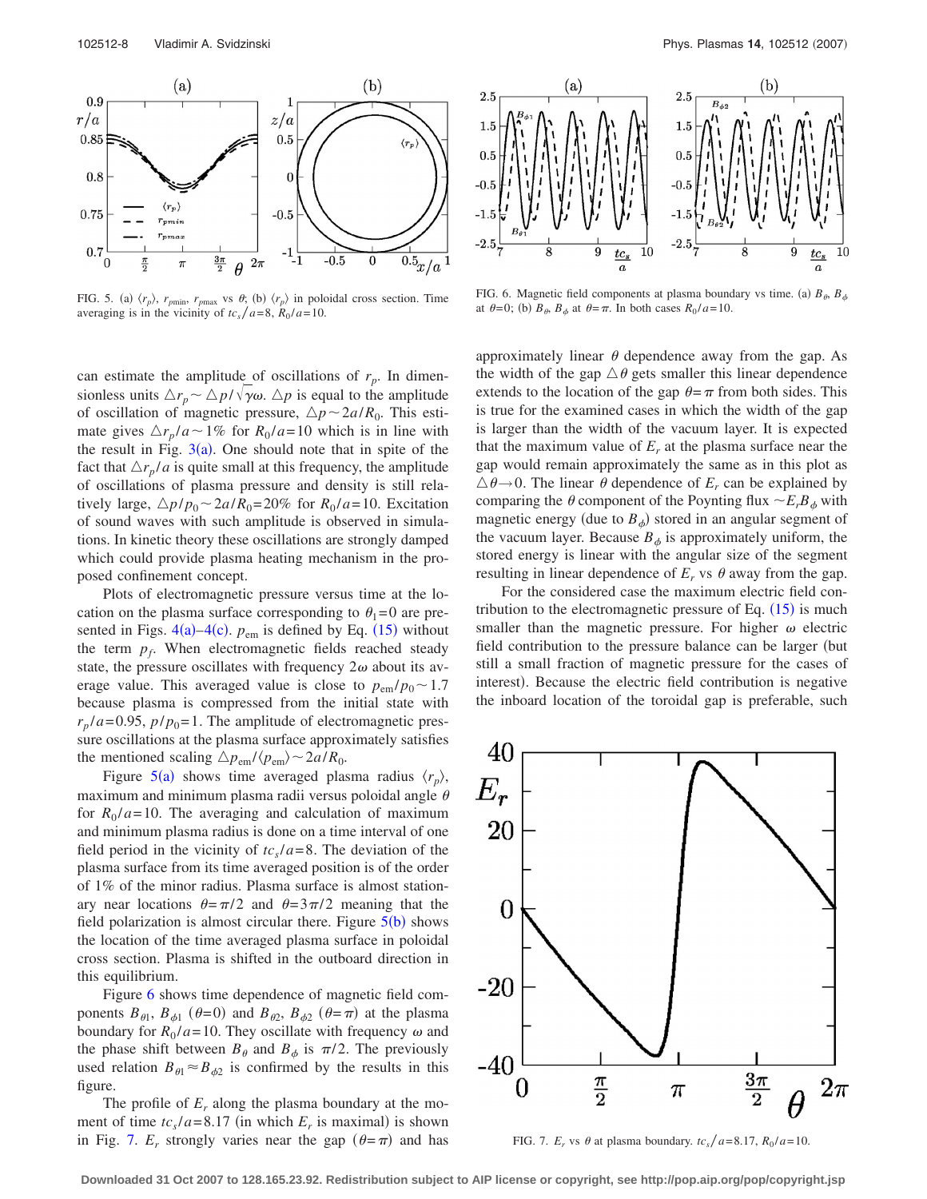FIG. 5. (a) $\langle r_p \rangle$, $r_{pmin}$, $r_{pmax}$ vs $\theta$; (b) $\langle r_p \rangle$ in poloidal cross section. Time averaging is in the vicinity of $tc_s/a=8$, $R_0/a=10$.

FIG. 6. Magnetic field components at plasma boundary vs time. (a) $B_\theta$, $B_\phi$ at $\theta=0$; (b) $B_\theta$, $B_\phi$ at $\theta=\pi$. In both cases $R_0/a=10$.

can estimate the amplitude of oscillations of $r_p$. In dimensionless units $\triangle r_p \sim \triangle p/\sqrt{\gamma}\omega$. $\triangle p$ is equal to the amplitude of oscillation of magnetic pressure, $\triangle p \sim 2a/R_0$. This estimate gives $\triangle r_p/a \sim 1\%$ for $R_0/a=10$ which is in line with the result in Fig. 3(a). One should note that in spite of the fact that $\triangle r_p/a$ is quite small at this frequency, the amplitude of oscillations of plasma pressure and density is still relatively large, $\triangle p/p_0 \sim 2a/R_0=20\%$ for $R_0/a=10$. Excitation of sound waves with such amplitude is observed in simulations. In kinetic theory these oscillations are strongly damped which could provide plasma heating mechanism in the proposed confinement concept.

Plots of electromagnetic pressure versus time at the location on the plasma surface corresponding to $\theta_1=0$ are presented in Figs. 4(a)–4(c). $p_{\mathrm{em}}$ is defined by Eq. (15) without the term $p_f$. When electromagnetic fields reached steady state, the pressure oscillates with frequency $2\omega$ about its average value. This averaged value is close to $p_{\mathrm{em}}/p_0 \sim 1.7$ because plasma is compressed from the initial state with $r_p/a=0.95$, $p/p_0=1$. The amplitude of electromagnetic pressure oscillations at the plasma surface approximately satisfies the mentioned scaling $\triangle p_{\mathrm{em}}/\langle p_{\mathrm{em}} \rangle \sim 2a/R_0$.

Figure 5(a) shows time averaged plasma radius $\langle r_p \rangle$, maximum and minimum plasma radii versus poloidal angle $\theta$ for $R_0/a=10$. The averaging and calculation of maximum and minimum plasma radius is done on a time interval of one field period in the vicinity of $tc_s/a=8$. The deviation of the plasma surface from its time averaged position is of the order of 1% of the minor radius. Plasma surface is almost stationary near locations $\theta=\pi/2$ and $\theta=3\pi/2$ meaning that the field polarization is almost circular there. Figure 5(b) shows the location of the time averaged plasma surface in poloidal cross section. Plasma is shifted in the outboard direction in this equilibrium.

Figure 6 shows time dependence of magnetic field components $B_{\theta 1}$, $B_{\phi 1}$ ($\theta=0$) and $B_{\theta 2}$, $B_{\phi 2}$ ($\theta=\pi$) at the plasma boundary for $R_0/a=10$. They oscillate with frequency $\omega$ and the phase shift between $B_\theta$ and $B_\phi$ is $\pi/2$. The previously used relation $B_{\theta 1} \approx B_{\phi 2}$ is confirmed by the results in this figure.

The profile of $E_r$ along the plasma boundary at the moment of time $tc_s/a=8.17$ (in which $E_r$ is maximal) is shown in Fig. 7. $E_r$ strongly varies near the gap ($\theta=\pi$) and has approximately linear $\theta$ dependence away from the gap. As the width of the gap $\triangle\theta$ gets smaller this linear dependence extends to the location of the gap $\theta=\pi$ from both sides. This is true for the examined cases in which the width of the gap is larger than the width of the vacuum layer. It is expected that the maximum value of $E_r$ at the plasma surface near the gap would remain approximately the same as in this plot as $\triangle\theta \to 0$. The linear $\theta$ dependence of $E_r$ can be explained by comparing the $\theta$ component of the Poynting flux $\sim E_r B_\phi$ with magnetic energy (due to $B_\phi$) stored in an angular segment of the vacuum layer. Because $B_\phi$ is approximately uniform, the stored energy is linear with the angular size of the segment resulting in linear dependence of $E_r$ vs $\theta$ away from the gap.

For the considered case the maximum electric field contribution to the electromagnetic pressure of Eq. (15) is much smaller than the magnetic pressure. For higher $\omega$ electric field contribution to the pressure balance can be larger (but still a small fraction of magnetic pressure for the cases of interest). Because the electric field contribution is negative the inboard location of the toroidal gap is preferable, such

FIG. 7. $E_r$ vs $\theta$ at plasma boundary. $tc_s/a=8.17$, $R_0/a=10$.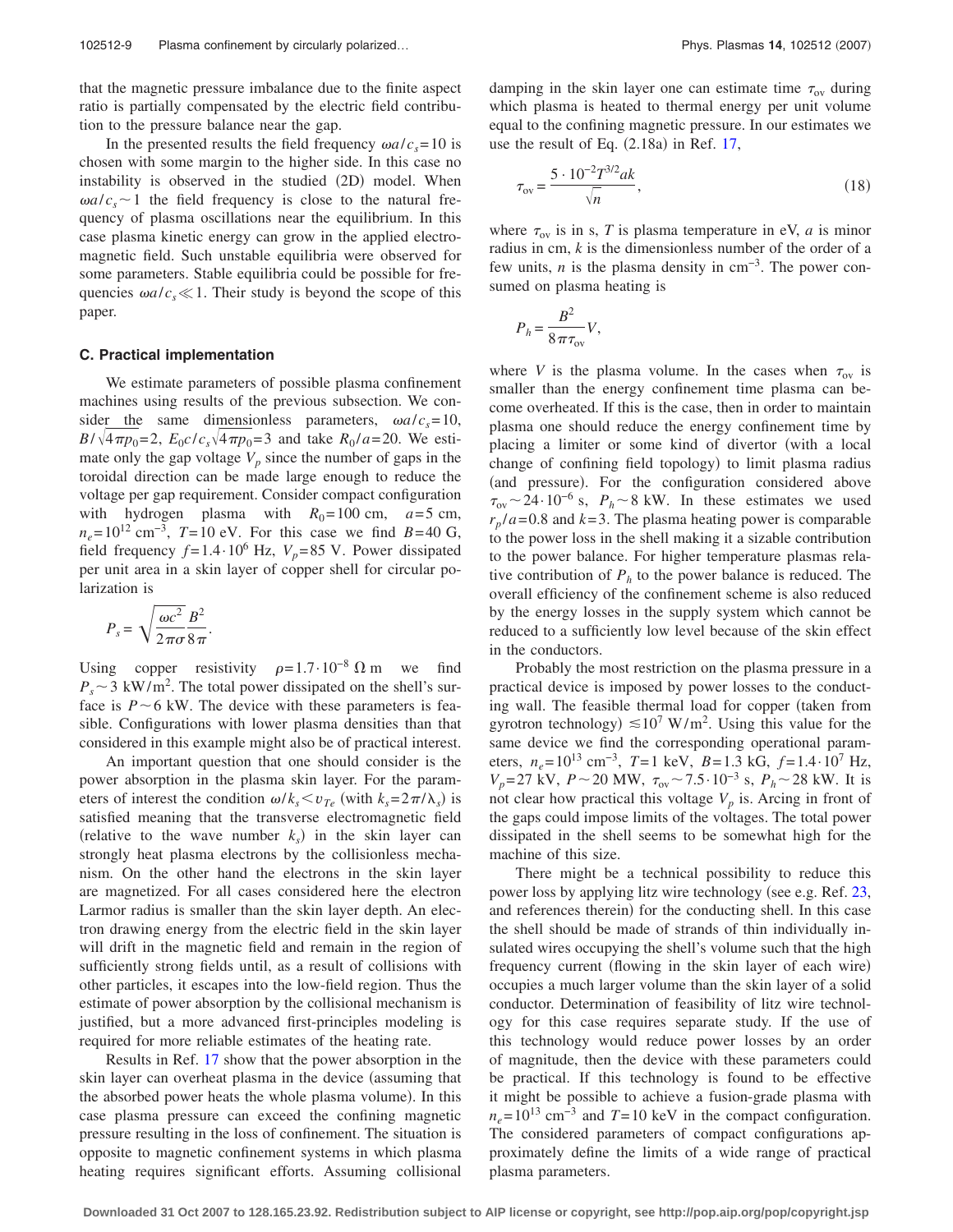that the magnetic pressure imbalance due to the finite aspect ratio is partially compensated by the electric field contribution to the pressure balance near the gap.

In the presented results the field frequency $\omega a/c_s=10$ is chosen with some margin to the higher side. In this case no instability is observed in the studied (2D) model. When $\omega a/c_s \sim 1$ the field frequency is close to the natural frequency of plasma oscillations near the equilibrium. In this case plasma kinetic energy can grow in the applied electromagnetic field. Such unstable equilibria were observed for some parameters. Stable equilibria could be possible for frequencies $\omega a/c_s \ll 1$. Their study is beyond the scope of this paper.

### C. Practical implementation

We estimate parameters of possible plasma confinement machines using results of the previous subsection. We consider the same dimensionless parameters, $\omega a/c_s=10$, $B/\sqrt{4\pi p_0}=2$, $E_0 c/c_s\sqrt{4\pi p_0}=3$ and take $R_0/a=20$. We estimate only the gap voltage $V_p$ since the number of gaps in the toroidal direction can be made large enough to reduce the voltage per gap requirement. Consider compact configuration with hydrogen plasma with $R_0=100$ cm, $a=5$ cm, $n_e=10^{12}$ cm$^{-3}$, $T=10$ eV. For this case we find $B=40$ G, field frequency $f=1.4\cdot 10^6$ Hz, $V_p=85$ V. Power dissipated per unit area in a skin layer of copper shell for circular polarization is

$$P_s = \sqrt{\frac{\omega c^2}{2\pi\sigma}}\frac{B^2}{8\pi}.$$

Using copper resistivity $\rho=1.7\cdot 10^{-8}\ \Omega$ m we find $P_s \sim 3$ kW/m$^2$. The total power dissipated on the shell's surface is $P \sim 6$ kW. The device with these parameters is feasible. Configurations with lower plasma densities than that considered in this example might also be of practical interest.

An important question that one should consider is the power absorption in the plasma skin layer. For the parameters of interest the condition $\omega/k_s < v_{Te}$ (with $k_s=2\pi/\lambda_s$) is satisfied meaning that the transverse electromagnetic field (relative to the wave number $k_s$) in the skin layer can strongly heat plasma electrons by the collisionless mechanism. On the other hand the electrons in the skin layer are magnetized. For all cases considered here the electron Larmor radius is smaller than the skin layer depth. An electron drawing energy from the electric field in the skin layer will drift in the magnetic field and remain in the region of sufficiently strong fields until, as a result of collisions with other particles, it escapes into the low-field region. Thus the estimate of power absorption by the collisional mechanism is justified, but a more advanced first-principles modeling is required for more reliable estimates of the heating rate.

Results in Ref. 17 show that the power absorption in the skin layer can overheat plasma in the device (assuming that the absorbed power heats the whole plasma volume). In this case plasma pressure can exceed the confining magnetic pressure resulting in the loss of confinement. The situation is opposite to magnetic confinement systems in which plasma heating requires significant efforts. Assuming collisional damping in the skin layer one can estimate time $\tau_{ov}$ during which plasma is heated to thermal energy per unit volume equal to the confining magnetic pressure. In our estimates we use the result of Eq. (2.18a) in Ref. 17,

$$\tau_{ov} = \frac{5\cdot 10^{-2} T^{3/2} a k}{\sqrt{n}}, \tag{18}$$

where $\tau_{ov}$ is in s, $T$ is plasma temperature in eV, $a$ is minor radius in cm, $k$ is the dimensionless number of the order of a few units, $n$ is the plasma density in cm$^{-3}$. The power consumed on plasma heating is

$$P_h = \frac{B^2}{8\pi\tau_{ov}} V,$$

where $V$ is the plasma volume. In the cases when $\tau_{ov}$ is smaller than the energy confinement time plasma can become overheated. If this is the case, then in order to maintain plasma one should reduce the energy confinement time by placing a limiter or some kind of divertor (with a local change of confining field topology) to limit plasma radius (and pressure). For the configuration considered above $\tau_{ov} \sim 24\cdot 10^{-6}$ s, $P_h \sim 8$ kW. In these estimates we used $r_p/a=0.8$ and $k=3$. The plasma heating power is comparable to the power loss in the shell making it a sizable contribution to the power balance. For higher temperature plasmas relative contribution of $P_h$ to the power balance is reduced. The overall efficiency of the confinement scheme is also reduced by the energy losses in the supply system which cannot be reduced to a sufficiently low level because of the skin effect in the conductors.

Probably the most restriction on the plasma pressure in a practical device is imposed by power losses to the conducting wall. The feasible thermal load for copper (taken from gyrotron technology) $\lesssim 10^7$ W/m$^2$. Using this value for the same device we find the corresponding operational parameters, $n_e=10^{13}$ cm$^{-3}$, $T=1$ keV, $B=1.3$ kG, $f=1.4\cdot 10^7$ Hz, $V_p=27$ kV, $P\sim 20$ MW, $\tau_{ov}\sim 7.5\cdot 10^{-3}$ s, $P_h\sim 28$ kW. It is not clear how practical this voltage $V_p$ is. Arcing in front of the gaps could impose limits of the voltages. The total power dissipated in the shell seems to be somewhat high for the machine of this size.

There might be a technical possibility to reduce this power loss by applying litz wire technology (see e.g. Ref. 23, and references therein) for the conducting shell. In this case the shell should be made of strands of thin individually insulated wires occupying the shell's volume such that the high frequency current (flowing in the skin layer of each wire) occupies a much larger volume than the skin layer of a solid conductor. Determination of feasibility of litz wire technology for this case requires separate study. If the use of this technology would reduce power losses by an order of magnitude, then the device with these parameters could be practical. If this technology is found to be effective it might be possible to achieve a fusion-grade plasma with $n_e=10^{13}$ cm$^{-3}$ and $T=10$ keV in the compact configuration. The considered parameters of compact configurations approximately define the limits of a wide range of practical plasma parameters.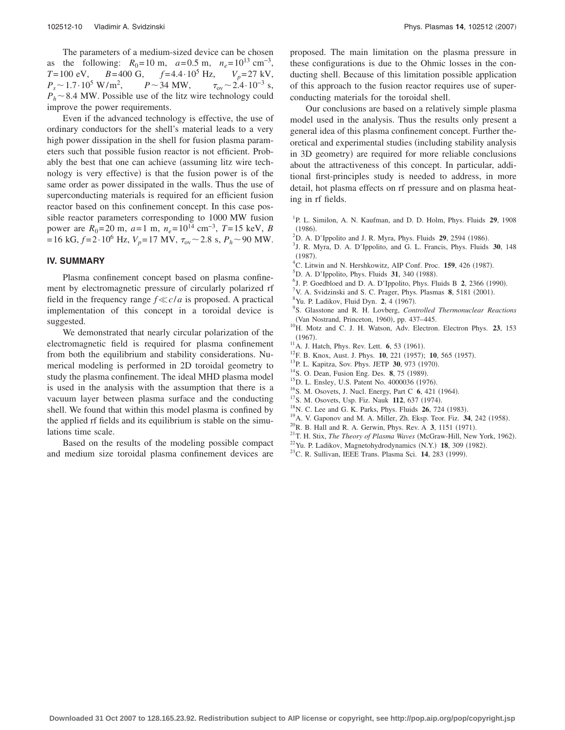The parameters of a medium-sized device can be chosen as the following: $R_0 = 10$ m, $a = 0.5$ m, $n_e = 10^{13}$ cm$^{-3}$, $T = 100$ eV, $B = 400$ G, $f = 4.4 \cdot 10^5$ Hz, $V_p = 27$ kV, $P_s \sim 1.7 \cdot 10^5$ W/m$^2$, $P \sim 34$ MW, $\tau_{ov} \sim 2.4 \cdot 10^{-3}$ s, $P_h \sim 8.4$ MW. Possible use of the litz wire technology could improve the power requirements.

Even if the advanced technology is effective, the use of ordinary conductors for the shell's material leads to a very high power dissipation in the shell for fusion plasma parameters such that possible fusion reactor is not efficient. Probably the best that one can achieve (assuming litz wire technology is very effective) is that the fusion power is of the same order as power dissipated in the walls. Thus the use of superconducting materials is required for an efficient fusion reactor based on this confinement concept. In this case possible reactor parameters corresponding to 1000 MW fusion power are $R_0 = 20$ m, $a = 1$ m, $n_e = 10^{14}$ cm$^{-3}$, $T = 15$ keV, $B = 16$ kG, $f = 2 \cdot 10^6$ Hz, $V_p = 17$ MV, $\tau_{ov} \sim 2.8$ s, $P_h \sim 90$ MW.

## IV. SUMMARY

Plasma confinement concept based on plasma confinement by electromagnetic pressure of circularly polarized rf field in the frequency range $f \ll c/a$ is proposed. A practical implementation of this concept in a toroidal device is suggested.

We demonstrated that nearly circular polarization of the electromagnetic field is required for plasma confinement from both the equilibrium and stability considerations. Numerical modeling is performed in 2D toroidal geometry to study the plasma confinement. The ideal MHD plasma model is used in the analysis with the assumption that there is a vacuum layer between plasma surface and the conducting shell. We found that within this model plasma is confined by the applied rf fields and its equilibrium is stable on the simulations time scale.

Based on the results of the modeling possible compact and medium size toroidal plasma confinement devices are proposed. The main limitation on the plasma pressure in these configurations is due to the Ohmic losses in the conducting shell. Because of this limitation possible application of this approach to the fusion reactor requires use of superconducting materials for the toroidal shell.

Our conclusions are based on a relatively simple plasma model used in the analysis. Thus the results only present a general idea of this plasma confinement concept. Further theoretical and experimental studies (including stability analysis in 3D geometry) are required for more reliable conclusions about the attractiveness of this concept. In particular, additional first-principles study is needed to address, in more detail, hot plasma effects on rf pressure and on plasma heating in rf fields.

[1] P. L. Similon, A. N. Kaufman, and D. D. Holm, Phys. Fluids **29**, 1908 (1986).
[2] D. A. D'Ippolito and J. R. Myra, Phys. Fluids **29**, 2594 (1986).
[3] J. R. Myra, D. A. D'Ippolito, and G. L. Francis, Phys. Fluids **30**, 148 (1987).
[4] C. Litwin and N. Hershkowitz, AIP Conf. Proc. **159**, 426 (1987).
[5] D. A. D'Ippolito, Phys. Fluids **31**, 340 (1988).
[6] J. P. Goedbloed and D. A. D'Ippolito, Phys. Fluids B **2**, 2366 (1990).
[7] V. A. Svidzinski and S. C. Prager, Phys. Plasmas **8**, 5181 (2001).
[8] Yu. P. Ladikov, Fluid Dyn. **2**, 4 (1967).
[9] S. Glasstone and R. H. Lovberg, *Controlled Thermonuclear Reactions* (Van Nostrand, Princeton, 1960), pp. 437–445.
[10] H. Motz and C. J. H. Watson, Adv. Electron. Electron Phys. **23**, 153 (1967).
[11] A. J. Hatch, Phys. Rev. Lett. **6**, 53 (1961).
[12] F. B. Knox, Aust. J. Phys. **10**, 221 (1957); **10**, 565 (1957).
[13] P. L. Kapitza, Sov. Phys. JETP **30**, 973 (1970).
[14] S. O. Dean, Fusion Eng. Des. **8**, 75 (1989).
[15] D. L. Ensley, U.S. Patent No. 4000036 (1976).
[16] S. M. Osovets, J. Nucl. Energy, Part C **6**, 421 (1964).
[17] S. M. Osovets, Usp. Fiz. Nauk **112**, 637 (1974).
[18] N. C. Lee and G. K. Parks, Phys. Fluids **26**, 724 (1983).
[19] A. V. Gaponov and M. A. Miller, Zh. Eksp. Teor. Fiz. **34**, 242 (1958).
[20] R. B. Hall and R. A. Gerwin, Phys. Rev. A **3**, 1151 (1971).
[21] T. H. Stix, *The Theory of Plasma Waves* (McGraw-Hill, New York, 1962).
[22] Yu. P. Ladikov, Magnetohydrodynamics (N.Y.) **18**, 309 (1982).
[23] C. R. Sullivan, IEEE Trans. Plasma Sci. **14**, 283 (1999).